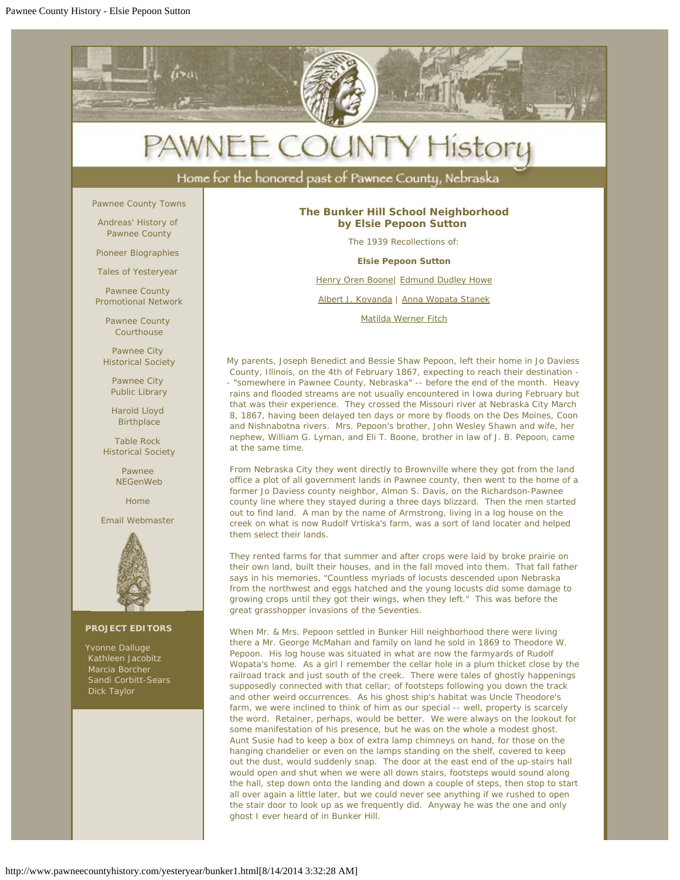Pawnee County Towns

Andreas' History of Pawnee County

Pioneer Biographies

Tales of Yesteryear

Pawnee County Promotional Network

Pawnee County Courthouse

Pawnee City Historical Society

Pawnee City Public Library

Harold Lloyd Birthplace

Table Rock Historical Society

Pawnee NEGenWeb

Home

Email Webmaster

**PROJECT EDITORS**

Yvonne Dalluge
Kathleen Jacobitz
Marcia Borcher
Sandi Corbitt-Sears
Dick Taylor

## The Bunker Hill School Neighborhood by Elsie Pepoon Sutton

The 1939 Recollections of:

**Elsie Pepoon Sutton**

Henry Oren Boone| Edmund Dudley Howe

Albert J. Kovanda | Anna Wopata Stanek

Matilda Werner Fitch

My parents, Joseph Benedict and Bessie Shaw Pepoon, left their home in Jo Daviess County, Illinois, on the 4th of February 1867, expecting to reach their destination -- "somewhere in Pawnee County, Nebraska" -- before the end of the month. Heavy rains and flooded streams are not usually encountered in Iowa during February but that was their experience. They crossed the Missouri river at Nebraska City March 8, 1867, having been delayed ten days or more by floods on the Des Moines, Coon and Nishnabotna rivers. Mrs. Pepoon's brother, John Wesley Shawn and wife, her nephew, William G. Lyman, and Eli T. Boone, brother in law of J. B. Pepoon, came at the same time.

From Nebraska City they went directly to Brownville where they got from the land office a plot of all government lands in Pawnee county, then went to the home of a former Jo Daviess county neighbor, Almon S. Davis, on the Richardson-Pawnee county line where they stayed during a three days blizzard. Then the men started out to find land. A man by the name of Armstrong, living in a log house on the creek on what is now Rudolf Vrtiska's farm, was a sort of land locater and helped them select their lands.

They rented farms for that summer and after crops were laid by broke prairie on their own land, built their houses, and in the fall moved into them. That fall father says in his memories, "Countless myriads of locusts descended upon Nebraska from the northwest and eggs hatched and the young locusts did some damage to growing crops until they got their wings, when they left." This was before the great grasshopper invasions of the Seventies.

When Mr. & Mrs. Pepoon settled in Bunker Hill neighborhood there were living there a Mr. George McMahan and family on land he sold in 1869 to Theodore W. Pepoon. His log house was situated in what are now the farmyards of Rudolf Wopata's home. As a girl I remember the cellar hole in a plum thicket close by the railroad track and just south of the creek. There were tales of ghostly happenings supposedly connected with that cellar; of footsteps following you down the track and other weird occurrences. As his ghost ship's habitat was Uncle Theodore's farm, we were inclined to think of him as our special -- well, property is scarcely the word. Retainer, perhaps, would be better. We were always on the lookout for some manifestation of his presence, but he was on the whole a modest ghost. Aunt Susie had to keep a box of extra lamp chimneys on hand, for those on the hanging chandelier or even on the lamps standing on the shelf, covered to keep out the dust, would suddenly snap. The door at the east end of the up-stairs hall would open and shut when we were all down stairs, footsteps would sound along the hall, step down onto the landing and down a couple of steps, then stop to start all over again a little later, but we could never see anything if we rushed to open the stair door to look up as we frequently did. Anyway he was the one and only ghost I ever heard of in Bunker Hill.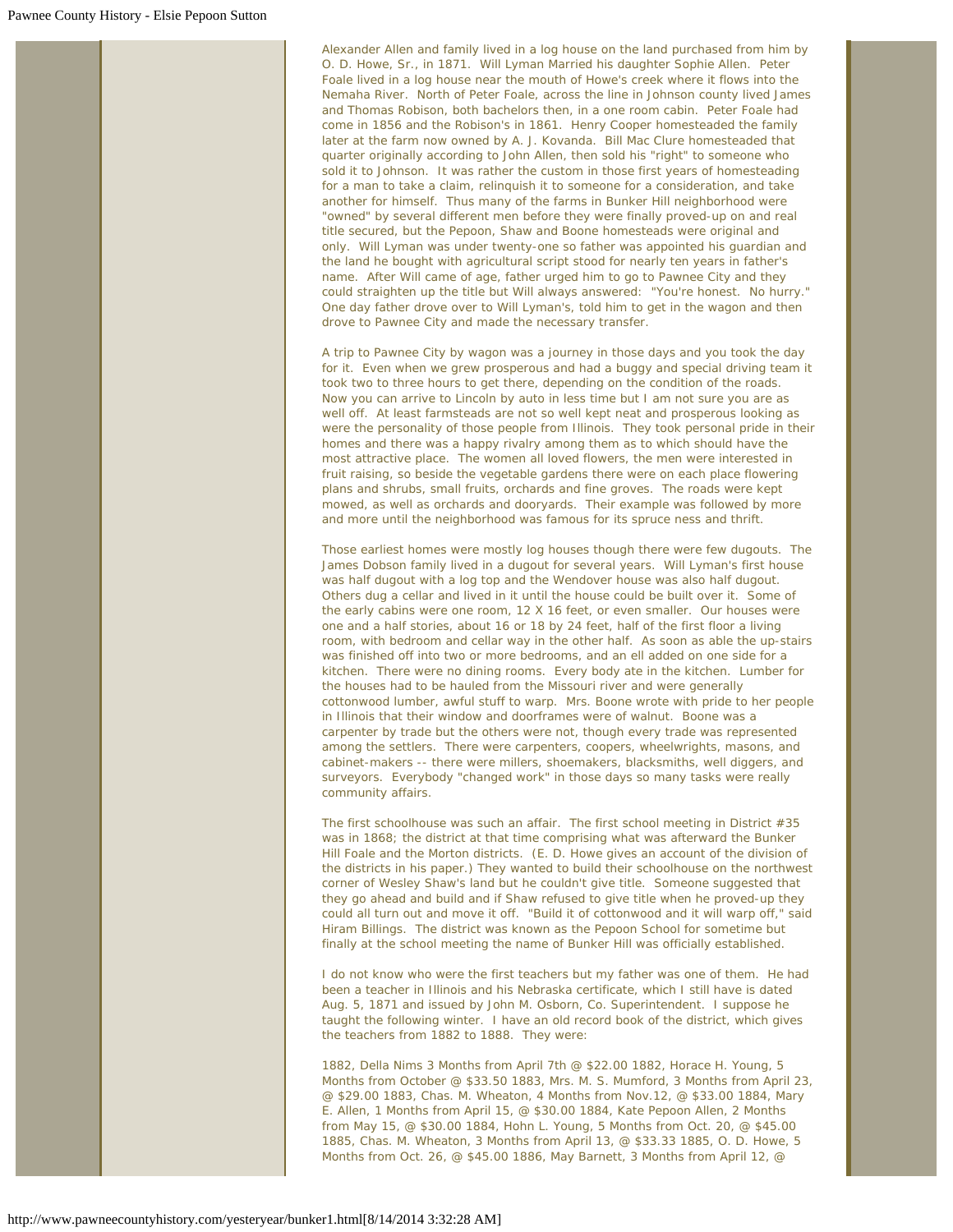Alexander Allen and family lived in a log house on the land purchased from him by O. D. Howe, Sr., in 1871. Will Lyman Married his daughter Sophie Allen. Peter Foale lived in a log house near the mouth of Howe's creek where it flows into the Nemaha River. North of Peter Foale, across the line in Johnson county lived James and Thomas Robison, both bachelors then, in a one room cabin. Peter Foale had come in 1856 and the Robison's in 1861. Henry Cooper homesteaded the family later at the farm now owned by A. J. Kovanda. Bill Mac Clure homesteaded that quarter originally according to John Allen, then sold his "right" to someone who sold it to Johnson. It was rather the custom in those first years of homesteading for a man to take a claim, relinquish it to someone for a consideration, and take another for himself. Thus many of the farms in Bunker Hill neighborhood were "owned" by several different men before they were finally proved-up on and real title secured, but the Pepoon, Shaw and Boone homesteads were original and only. Will Lyman was under twenty-one so father was appointed his guardian and the land he bought with agricultural script stood for nearly ten years in father's name. After Will came of age, father urged him to go to Pawnee City and they could straighten up the title but Will always answered: "You're honest. No hurry." One day father drove over to Will Lyman's, told him to get in the wagon and then drove to Pawnee City and made the necessary transfer.

A trip to Pawnee City by wagon was a journey in those days and you took the day for it. Even when we grew prosperous and had a buggy and special driving team it took two to three hours to get there, depending on the condition of the roads. Now you can arrive to Lincoln by auto in less time but I am not sure you are as well off. At least farmsteads are not so well kept neat and prosperous looking as were the personality of those people from Illinois. They took personal pride in their homes and there was a happy rivalry among them as to which should have the most attractive place. The women all loved flowers, the men were interested in fruit raising, so beside the vegetable gardens there were on each place flowering plans and shrubs, small fruits, orchards and fine groves. The roads were kept mowed, as well as orchards and dooryards. Their example was followed by more and more until the neighborhood was famous for its spruce ness and thrift.

Those earliest homes were mostly log houses though there were few dugouts. The James Dobson family lived in a dugout for several years. Will Lyman's first house was half dugout with a log top and the Wendover house was also half dugout. Others dug a cellar and lived in it until the house could be built over it. Some of the early cabins were one room, 12 X 16 feet, or even smaller. Our houses were one and a half stories, about 16 or 18 by 24 feet, half of the first floor a living room, with bedroom and cellar way in the other half. As soon as able the up-stairs was finished off into two or more bedrooms, and an ell added on one side for a kitchen. There were no dining rooms. Every body ate in the kitchen. Lumber for the houses had to be hauled from the Missouri river and were generally cottonwood lumber, awful stuff to warp. Mrs. Boone wrote with pride to her people in Illinois that their window and doorframes were of walnut. Boone was a carpenter by trade but the others were not, though every trade was represented among the settlers. There were carpenters, coopers, wheelwrights, masons, and cabinet-makers -- there were millers, shoemakers, blacksmiths, well diggers, and surveyors. Everybody "changed work" in those days so many tasks were really community affairs.

The first schoolhouse was such an affair. The first school meeting in District #35 was in 1868; the district at that time comprising what was afterward the Bunker Hill Foale and the Morton districts. (E. D. Howe gives an account of the division of the districts in his paper.) They wanted to build their schoolhouse on the northwest corner of Wesley Shaw's land but he couldn't give title. Someone suggested that they go ahead and build and if Shaw refused to give title when he proved-up they could all turn out and move it off. "Build it of cottonwood and it will warp off," said Hiram Billings. The district was known as the Pepoon School for sometime but finally at the school meeting the name of Bunker Hill was officially established.

I do not know who were the first teachers but my father was one of them. He had been a teacher in Illinois and his Nebraska certificate, which I still have is dated Aug. 5, 1871 and issued by John M. Osborn, Co. Superintendent. I suppose he taught the following winter. I have an old record book of the district, which gives the teachers from 1882 to 1888. They were:

1882, Della Nims 3 Months from April 7th @ $22.00 1882, Horace H. Young, 5 Months from October @ $33.50 1883, Mrs. M. S. Mumford, 3 Months from April 23, @ $29.00 1883, Chas. M. Wheaton, 4 Months from Nov.12, @ $33.00 1884, Mary E. Allen, 1 Months from April 15, @ $30.00 1884, Kate Pepoon Allen, 2 Months from May 15, @ $30.00 1884, Hohn L. Young, 5 Months from Oct. 20, @ $45.00 1885, Chas. M. Wheaton, 3 Months from April 13, @ $33.33 1885, O. D. Howe, 5 Months from Oct. 26, @ $45.00 1886, May Barnett, 3 Months from April 12, @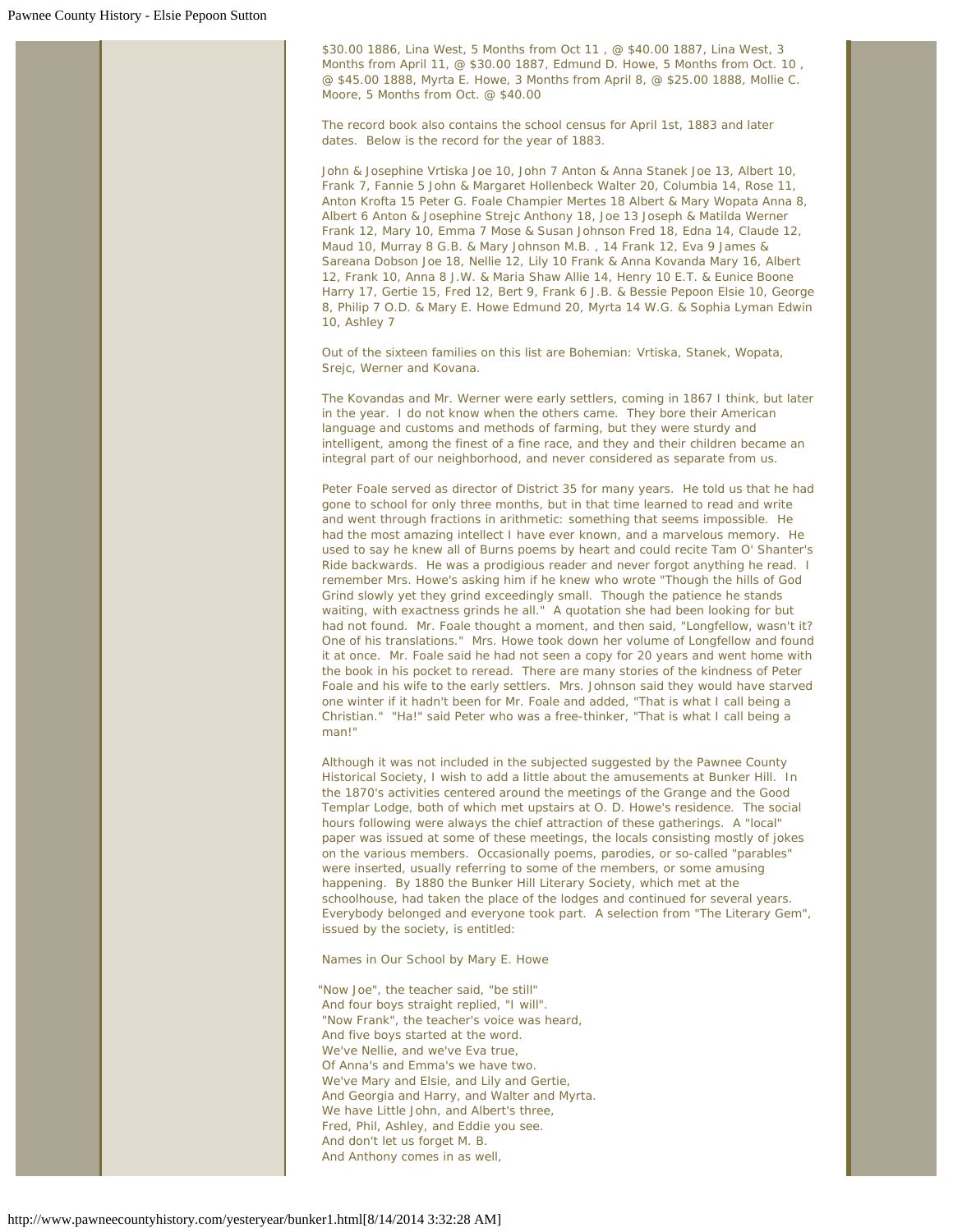$30.00 1886, Lina West, 5 Months from Oct 11 , @ $40.00 1887, Lina West, 3 Months from April 11, @ $30.00 1887, Edmund D. Howe, 5 Months from Oct. 10 , @ $45.00 1888, Myrta E. Howe, 3 Months from April 8, @ $25.00 1888, Mollie C. Moore, 5 Months from Oct. @ $40.00

The record book also contains the school census for April 1st, 1883 and later dates. Below is the record for the year of 1883.

John & Josephine Vrtiska Joe 10, John 7 Anton & Anna Stanek Joe 13, Albert 10, Frank 7, Fannie 5 John & Margaret Hollenbeck Walter 20, Columbia 14, Rose 11, Anton Krofta 15 Peter G. Foale Champier Mertes 18 Albert & Mary Wopata Anna 8, Albert 6 Anton & Josephine Strejc Anthony 18, Joe 13 Joseph & Matilda Werner Frank 12, Mary 10, Emma 7 Mose & Susan Johnson Fred 18, Edna 14, Claude 12, Maud 10, Murray 8 G.B. & Mary Johnson M.B. , 14 Frank 12, Eva 9 James & Sareana Dobson Joe 18, Nellie 12, Lily 10 Frank & Anna Kovanda Mary 16, Albert 12, Frank 10, Anna 8 J.W. & Maria Shaw Allie 14, Henry 10 E.T. & Eunice Boone Harry 17, Gertie 15, Fred 12, Bert 9, Frank 6 J.B. & Bessie Pepoon Elsie 10, George 8, Philip 7 O.D. & Mary E. Howe Edmund 20, Myrta 14 W.G. & Sophia Lyman Edwin 10, Ashley 7

Out of the sixteen families on this list are Bohemian: Vrtiska, Stanek, Wopata, Srejc, Werner and Kovana.

The Kovandas and Mr. Werner were early settlers, coming in 1867 I think, but later in the year. I do not know when the others came. They bore their American language and customs and methods of farming, but they were sturdy and intelligent, among the finest of a fine race, and they and their children became an integral part of our neighborhood, and never considered as separate from us.

Peter Foale served as director of District 35 for many years. He told us that he had gone to school for only three months, but in that time learned to read and write and went through fractions in arithmetic: something that seems impossible. He had the most amazing intellect I have ever known, and a marvelous memory. He used to say he knew all of Burns poems by heart and could recite Tam O' Shanter's Ride backwards. He was a prodigious reader and never forgot anything he read. I remember Mrs. Howe's asking him if he knew who wrote "Though the hills of God Grind slowly yet they grind exceedingly small. Though the patience he stands waiting, with exactness grinds he all." A quotation she had been looking for but had not found. Mr. Foale thought a moment, and then said, "Longfellow, wasn't it? One of his translations." Mrs. Howe took down her volume of Longfellow and found it at once. Mr. Foale said he had not seen a copy for 20 years and went home with the book in his pocket to reread. There are many stories of the kindness of Peter Foale and his wife to the early settlers. Mrs. Johnson said they would have starved one winter if it hadn't been for Mr. Foale and added, "That is what I call being a Christian." "Ha!" said Peter who was a free-thinker, "That is what I call being a man!"

Although it was not included in the subjected suggested by the Pawnee County Historical Society, I wish to add a little about the amusements at Bunker Hill. In the 1870's activities centered around the meetings of the Grange and the Good Templar Lodge, both of which met upstairs at O. D. Howe's residence. The social hours following were always the chief attraction of these gatherings. A "local" paper was issued at some of these meetings, the locals consisting mostly of jokes on the various members. Occasionally poems, parodies, or so-called "parables" were inserted, usually referring to some of the members, or some amusing happening. By 1880 the Bunker Hill Literary Society, which met at the schoolhouse, had taken the place of the lodges and continued for several years. Everybody belonged and everyone took part. A selection from "The Literary Gem", issued by the society, is entitled:

Names in Our School by Mary E. Howe

"Now Joe", the teacher said, "be still"
And four boys straight replied, "I will".
"Now Frank", the teacher's voice was heard,
And five boys started at the word.
We've Nellie, and we've Eva true,
Of Anna's and Emma's we have two.
We've Mary and Elsie, and Lily and Gertie,
And Georgia and Harry, and Walter and Myrta.
We have Little John, and Albert's three,
Fred, Phil, Ashley, and Eddie you see.
And don't let us forget M. B.
And Anthony comes in as well,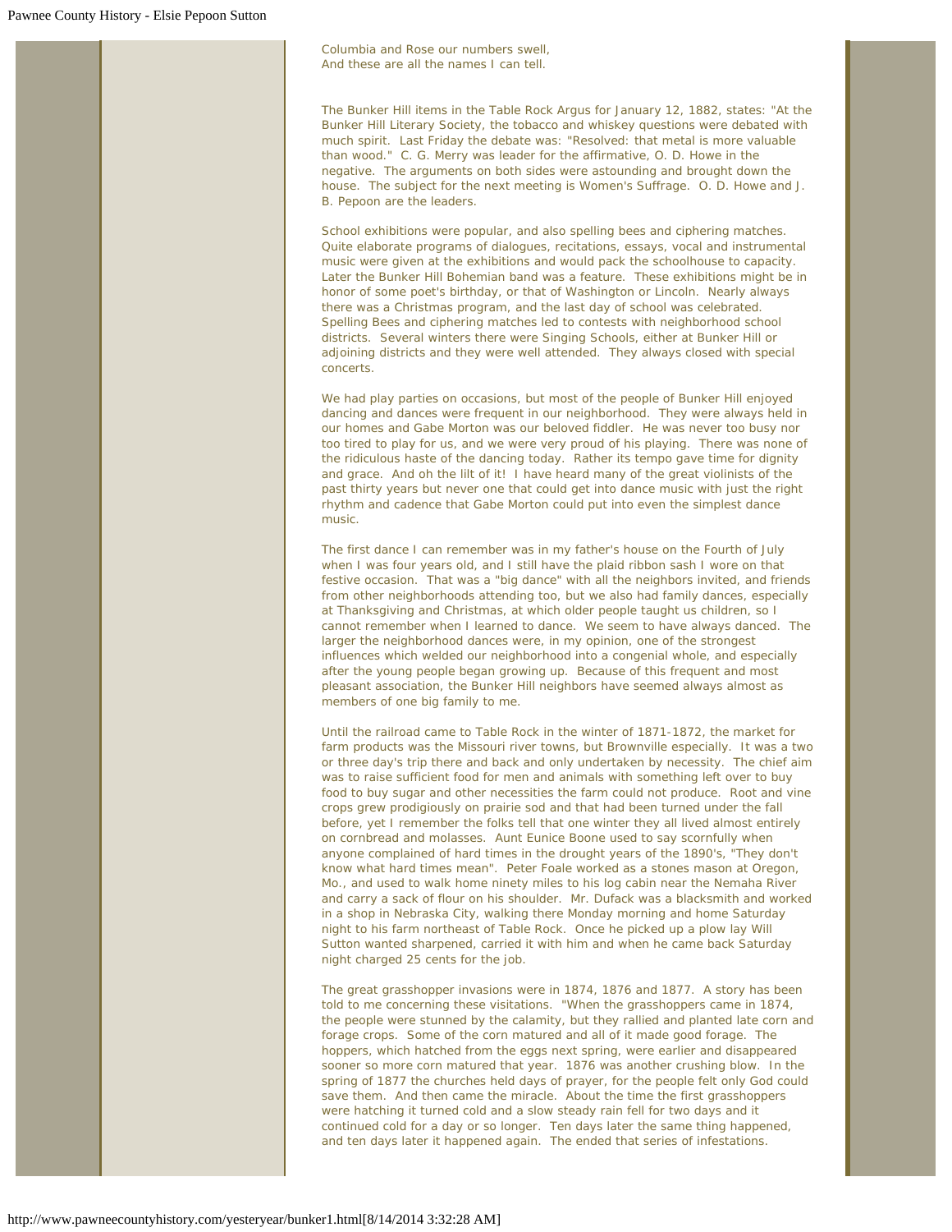Columbia and Rose our numbers swell,
And these are all the names I can tell.

The Bunker Hill items in the Table Rock Argus for January 12, 1882, states: "At the Bunker Hill Literary Society, the tobacco and whiskey questions were debated with much spirit. Last Friday the debate was: "Resolved: that metal is more valuable than wood." C. G. Merry was leader for the affirmative, O. D. Howe in the negative. The arguments on both sides were astounding and brought down the house. The subject for the next meeting is Women's Suffrage. O. D. Howe and J. B. Pepoon are the leaders.

School exhibitions were popular, and also spelling bees and ciphering matches. Quite elaborate programs of dialogues, recitations, essays, vocal and instrumental music were given at the exhibitions and would pack the schoolhouse to capacity. Later the Bunker Hill Bohemian band was a feature. These exhibitions might be in honor of some poet's birthday, or that of Washington or Lincoln. Nearly always there was a Christmas program, and the last day of school was celebrated. Spelling Bees and ciphering matches led to contests with neighborhood school districts. Several winters there were Singing Schools, either at Bunker Hill or adjoining districts and they were well attended. They always closed with special concerts.

We had play parties on occasions, but most of the people of Bunker Hill enjoyed dancing and dances were frequent in our neighborhood. They were always held in our homes and Gabe Morton was our beloved fiddler. He was never too busy nor too tired to play for us, and we were very proud of his playing. There was none of the ridiculous haste of the dancing today. Rather its tempo gave time for dignity and grace. And oh the lilt of it! I have heard many of the great violinists of the past thirty years but never one that could get into dance music with just the right rhythm and cadence that Gabe Morton could put into even the simplest dance music.

The first dance I can remember was in my father's house on the Fourth of July when I was four years old, and I still have the plaid ribbon sash I wore on that festive occasion. That was a "big dance" with all the neighbors invited, and friends from other neighborhoods attending too, but we also had family dances, especially at Thanksgiving and Christmas, at which older people taught us children, so I cannot remember when I learned to dance. We seem to have always danced. The larger the neighborhood dances were, in my opinion, one of the strongest influences which welded our neighborhood into a congenial whole, and especially after the young people began growing up. Because of this frequent and most pleasant association, the Bunker Hill neighbors have seemed always almost as members of one big family to me.

Until the railroad came to Table Rock in the winter of 1871-1872, the market for farm products was the Missouri river towns, but Brownville especially. It was a two or three day's trip there and back and only undertaken by necessity. The chief aim was to raise sufficient food for men and animals with something left over to buy food to buy sugar and other necessities the farm could not produce. Root and vine crops grew prodigiously on prairie sod and that had been turned under the fall before, yet I remember the folks tell that one winter they all lived almost entirely on cornbread and molasses. Aunt Eunice Boone used to say scornfully when anyone complained of hard times in the drought years of the 1890's, "They don't know what hard times mean". Peter Foale worked as a stones mason at Oregon, Mo., and used to walk home ninety miles to his log cabin near the Nemaha River and carry a sack of flour on his shoulder. Mr. Dufack was a blacksmith and worked in a shop in Nebraska City, walking there Monday morning and home Saturday night to his farm northeast of Table Rock. Once he picked up a plow lay Will Sutton wanted sharpened, carried it with him and when he came back Saturday night charged 25 cents for the job.

The great grasshopper invasions were in 1874, 1876 and 1877. A story has been told to me concerning these visitations. "When the grasshoppers came in 1874, the people were stunned by the calamity, but they rallied and planted late corn and forage crops. Some of the corn matured and all of it made good forage. The hoppers, which hatched from the eggs next spring, were earlier and disappeared sooner so more corn matured that year. 1876 was another crushing blow. In the spring of 1877 the churches held days of prayer, for the people felt only God could save them. And then came the miracle. About the time the first grasshoppers were hatching it turned cold and a slow steady rain fell for two days and it continued cold for a day or so longer. Ten days later the same thing happened, and ten days later it happened again. The ended that series of infestations.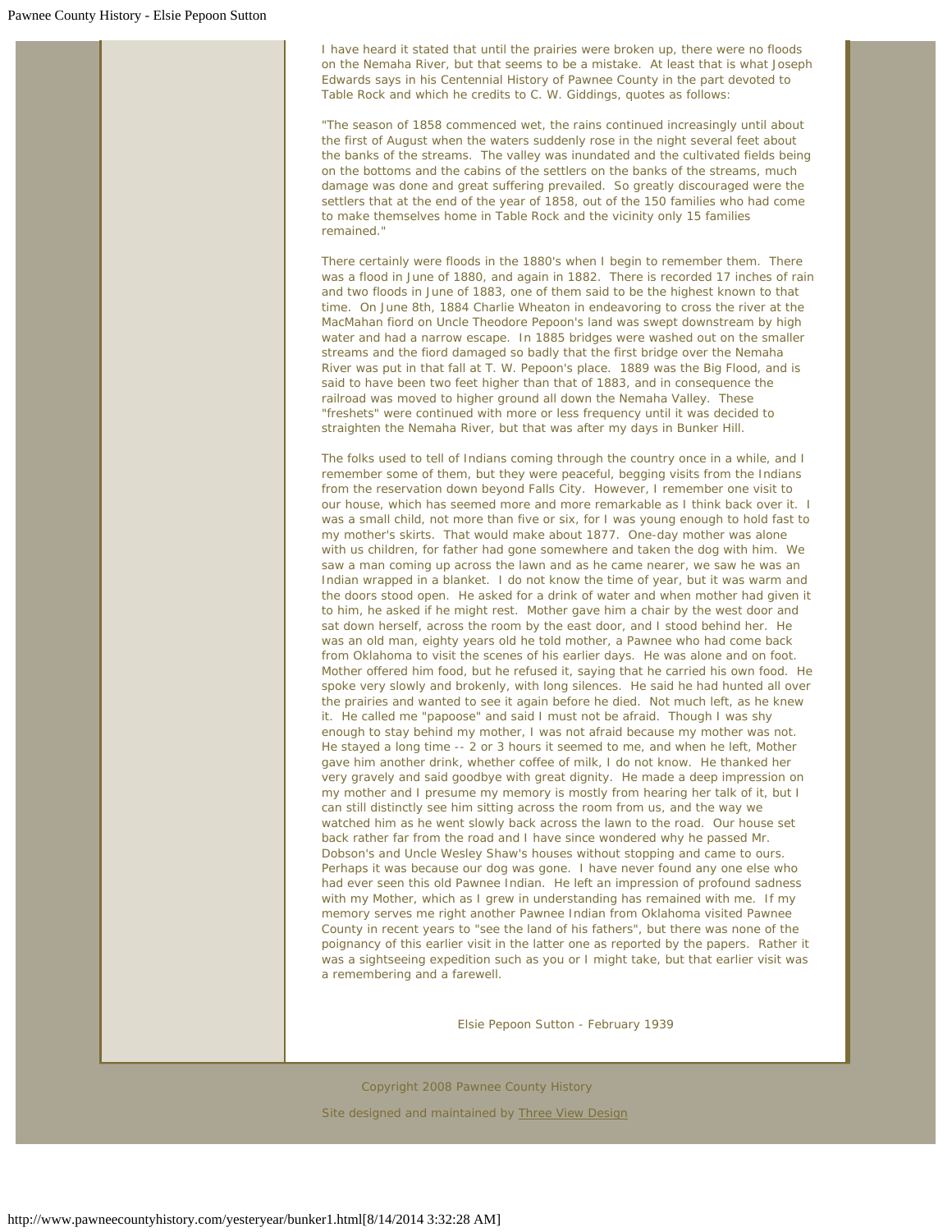I have heard it stated that until the prairies were broken up, there were no floods on the Nemaha River, but that seems to be a mistake. At least that is what Joseph Edwards says in his Centennial History of Pawnee County in the part devoted to Table Rock and which he credits to C. W. Giddings, quotes as follows:

"The season of 1858 commenced wet, the rains continued increasingly until about the first of August when the waters suddenly rose in the night several feet about the banks of the streams. The valley was inundated and the cultivated fields being on the bottoms and the cabins of the settlers on the banks of the streams, much damage was done and great suffering prevailed. So greatly discouraged were the settlers that at the end of the year of 1858, out of the 150 families who had come to make themselves home in Table Rock and the vicinity only 15 families remained."

There certainly were floods in the 1880's when I begin to remember them. There was a flood in June of 1880, and again in 1882. There is recorded 17 inches of rain and two floods in June of 1883, one of them said to be the highest known to that time. On June 8th, 1884 Charlie Wheaton in endeavoring to cross the river at the MacMahan fiord on Uncle Theodore Pepoon's land was swept downstream by high water and had a narrow escape. In 1885 bridges were washed out on the smaller streams and the fiord damaged so badly that the first bridge over the Nemaha River was put in that fall at T. W. Pepoon's place. 1889 was the Big Flood, and is said to have been two feet higher than that of 1883, and in consequence the railroad was moved to higher ground all down the Nemaha Valley. These "freshets" were continued with more or less frequency until it was decided to straighten the Nemaha River, but that was after my days in Bunker Hill.

The folks used to tell of Indians coming through the country once in a while, and I remember some of them, but they were peaceful, begging visits from the Indians from the reservation down beyond Falls City. However, I remember one visit to our house, which has seemed more and more remarkable as I think back over it. I was a small child, not more than five or six, for I was young enough to hold fast to my mother's skirts. That would make about 1877. One-day mother was alone with us children, for father had gone somewhere and taken the dog with him. We saw a man coming up across the lawn and as he came nearer, we saw he was an Indian wrapped in a blanket. I do not know the time of year, but it was warm and the doors stood open. He asked for a drink of water and when mother had given it to him, he asked if he might rest. Mother gave him a chair by the west door and sat down herself, across the room by the east door, and I stood behind her. He was an old man, eighty years old he told mother, a Pawnee who had come back from Oklahoma to visit the scenes of his earlier days. He was alone and on foot. Mother offered him food, but he refused it, saying that he carried his own food. He spoke very slowly and brokenly, with long silences. He said he had hunted all over the prairies and wanted to see it again before he died. Not much left, as he knew it. He called me "papoose" and said I must not be afraid. Though I was shy enough to stay behind my mother, I was not afraid because my mother was not. He stayed a long time -- 2 or 3 hours it seemed to me, and when he left, Mother gave him another drink, whether coffee of milk, I do not know. He thanked her very gravely and said goodbye with great dignity. He made a deep impression on my mother and I presume my memory is mostly from hearing her talk of it, but I can still distinctly see him sitting across the room from us, and the way we watched him as he went slowly back across the lawn to the road. Our house set back rather far from the road and I have since wondered why he passed Mr. Dobson's and Uncle Wesley Shaw's houses without stopping and came to ours. Perhaps it was because our dog was gone. I have never found any one else who had ever seen this old Pawnee Indian. He left an impression of profound sadness with my Mother, which as I grew in understanding has remained with me. If my memory serves me right another Pawnee Indian from Oklahoma visited Pawnee County in recent years to "see the land of his fathers", but there was none of the poignancy of this earlier visit in the latter one as reported by the papers. Rather it was a sightseeing expedition such as you or I might take, but that earlier visit was a remembering and a farewell.

Elsie Pepoon Sutton - February 1939

Copyright 2008 Pawnee County History

Site designed and maintained by Three View Design